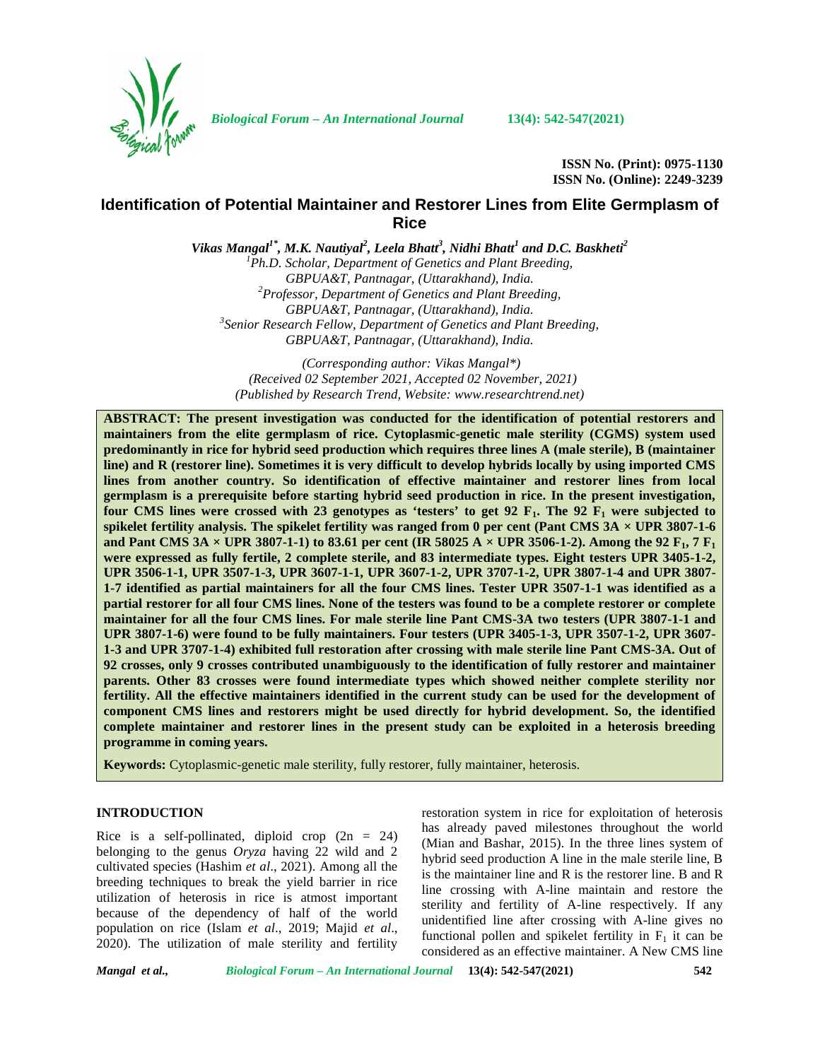ISSN No. (Print): 0975-1130
ISSN No. (Online): 2249-3239

# Identification of Potential Maintainer and Restorer Lines from Elite Germplasm of Rice

***Vikas Mangal[1*], M.K. Nautiyal[2], Leela Bhatt[3], Nidhi Bhatt[1] and D.C. Baskheti[2]***

*[1]Ph.D. Scholar, Department of Genetics and Plant Breeding, GBPUA&T, Pantnagar, (Uttarakhand), India.*
*[2]Professor, Department of Genetics and Plant Breeding, GBPUA&T, Pantnagar, (Uttarakhand), India.*
*[3]Senior Research Fellow, Department of Genetics and Plant Breeding, GBPUA&T, Pantnagar, (Uttarakhand), India.*

*(Corresponding author: Vikas Mangal\*)*
*(Received 02 September 2021, Accepted 02 November, 2021)*
*(Published by Research Trend, Website: www.researchtrend.net)*

**ABSTRACT: The present investigation was conducted for the identification of potential restorers and maintainers from the elite germplasm of rice. Cytoplasmic-genetic male sterility (CGMS) system used predominantly in rice for hybrid seed production which requires three lines A (male sterile), B (maintainer line) and R (restorer line). Sometimes it is very difficult to develop hybrids locally by using imported CMS lines from another country. So identification of effective maintainer and restorer lines from local germplasm is a prerequisite before starting hybrid seed production in rice. In the present investigation, four CMS lines were crossed with 23 genotypes as 'testers' to get 92 $F_1$. The 92 $F_1$ were subjected to spikelet fertility analysis. The spikelet fertility was ranged from 0 per cent (Pant CMS 3A × UPR 3807-1-6 and Pant CMS 3A × UPR 3807-1-1) to 83.61 per cent (IR 58025 A × UPR 3506-1-2). Among the 92 $F_1$, 7 $F_1$ were expressed as fully fertile, 2 complete sterile, and 83 intermediate types. Eight testers UPR 3405-1-2, UPR 3506-1-1, UPR 3507-1-3, UPR 3607-1-1, UPR 3607-1-2, UPR 3707-1-2, UPR 3807-1-4 and UPR 3807-1-7 identified as partial maintainers for all the four CMS lines. Tester UPR 3507-1-1 was identified as a partial restorer for all four CMS lines. None of the testers was found to be a complete restorer or complete maintainer for all the four CMS lines. For male sterile line Pant CMS-3A two testers (UPR 3807-1-1 and UPR 3807-1-6) were found to be fully maintainers. Four testers (UPR 3405-1-3, UPR 3507-1-2, UPR 3607-1-3 and UPR 3707-1-4) exhibited full restoration after crossing with male sterile line Pant CMS-3A. Out of 92 crosses, only 9 crosses contributed unambiguously to the identification of fully restorer and maintainer parents. Other 83 crosses were found intermediate types which showed neither complete sterility nor fertility. All the effective maintainers identified in the current study can be used for the development of component CMS lines and restorers might be used directly for hybrid development. So, the identified complete maintainer and restorer lines in the present study can be exploited in a heterosis breeding programme in coming years.**

**Keywords:** Cytoplasmic-genetic male sterility, fully restorer, fully maintainer, heterosis.

## INTRODUCTION

Rice is a self-pollinated, diploid crop ($2n = 24$) belonging to the genus *Oryza* having 22 wild and 2 cultivated species (Hashim *et al*., 2021). Among all the breeding techniques to break the yield barrier in rice utilization of heterosis in rice is atmost important because of the dependency of half of the world population on rice (Islam *et al*., 2019; Majid *et al*., 2020). The utilization of male sterility and fertility restoration system in rice for exploitation of heterosis has already paved milestones throughout the world (Mian and Bashar, 2015). In the three lines system of hybrid seed production A line in the male sterile line, B is the maintainer line and R is the restorer line. B and R line crossing with A-line maintain and restore the sterility and fertility of A-line respectively. If any unidentified line after crossing with A-line gives no functional pollen and spikelet fertility in $F_1$ it can be considered as an effective maintainer. A New CMS line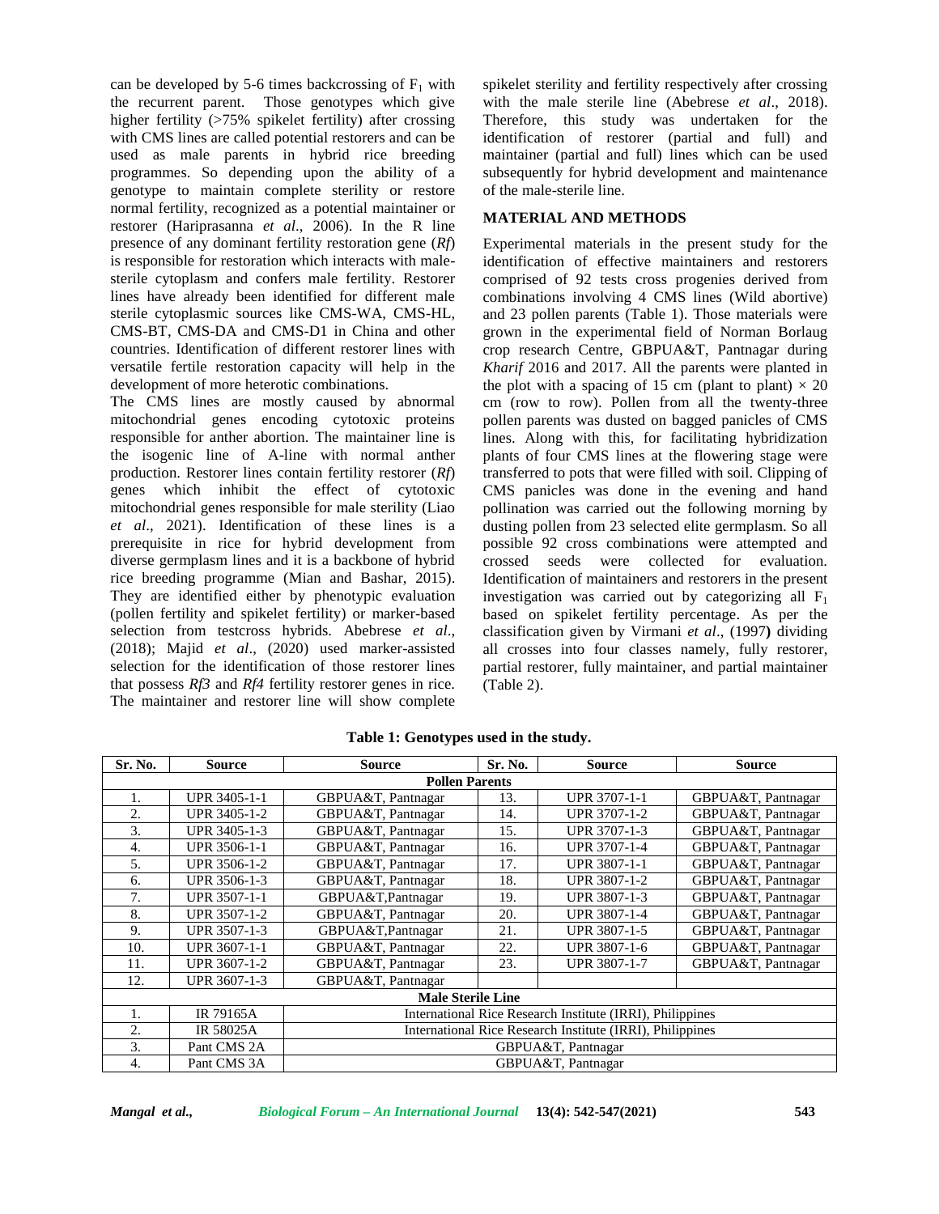can be developed by 5-6 times backcrossing of $F_1$ with the recurrent parent. Those genotypes which give higher fertility (>75% spikelet fertility) after crossing with CMS lines are called potential restorers and can be used as male parents in hybrid rice breeding programmes. So depending upon the ability of a genotype to maintain complete sterility or restore normal fertility, recognized as a potential maintainer or restorer (Hariprasanna *et al*., 2006). In the R line presence of any dominant fertility restoration gene (*Rf*) is responsible for restoration which interacts with male-sterile cytoplasm and confers male fertility. Restorer lines have already been identified for different male sterile cytoplasmic sources like CMS-WA, CMS-HL, CMS-BT, CMS-DA and CMS-D1 in China and other countries. Identification of different restorer lines with versatile fertile restoration capacity will help in the development of more heterotic combinations.

The CMS lines are mostly caused by abnormal mitochondrial genes encoding cytotoxic proteins responsible for anther abortion. The maintainer line is the isogenic line of A-line with normal anther production. Restorer lines contain fertility restorer (*Rf*) genes which inhibit the effect of cytotoxic mitochondrial genes responsible for male sterility (Liao *et al*., 2021). Identification of these lines is a prerequisite in rice for hybrid development from diverse germplasm lines and it is a backbone of hybrid rice breeding programme (Mian and Bashar, 2015). They are identified either by phenotypic evaluation (pollen fertility and spikelet fertility) or marker-based selection from testcross hybrids. Abebrese *et al*., (2018); Majid *et al*., (2020) used marker-assisted selection for the identification of those restorer lines that possess *Rf3* and *Rf4* fertility restorer genes in rice. The maintainer and restorer line will show complete spikelet sterility and fertility respectively after crossing with the male sterile line (Abebrese *et al*., 2018). Therefore, this study was undertaken for the identification of restorer (partial and full) and maintainer (partial and full) lines which can be used subsequently for hybrid development and maintenance of the male-sterile line.

## MATERIAL AND METHODS

Experimental materials in the present study for the identification of effective maintainers and restorers comprised of 92 tests cross progenies derived from combinations involving 4 CMS lines (Wild abortive) and 23 pollen parents (Table 1). Those materials were grown in the experimental field of Norman Borlaug crop research Centre, GBPUA&T, Pantnagar during *Kharif* 2016 and 2017. All the parents were planted in the plot with a spacing of 15 cm (plant to plant) × 20 cm (row to row). Pollen from all the twenty-three pollen parents was dusted on bagged panicles of CMS lines. Along with this, for facilitating hybridization plants of four CMS lines at the flowering stage were transferred to pots that were filled with soil. Clipping of CMS panicles was done in the evening and hand pollination was carried out the following morning by dusting pollen from 23 selected elite germplasm. So all possible 92 cross combinations were attempted and crossed seeds were collected for evaluation. Identification of maintainers and restorers in the present investigation was carried out by categorizing all $F_1$ based on spikelet fertility percentage. As per the classification given by Virmani *et al*., (1997**)** dividing all crosses into four classes namely, fully restorer, partial restorer, fully maintainer, and partial maintainer (Table 2).

**Table 1: Genotypes used in the study.**

| Sr. No. | Source | Source | Sr. No. | Source | Source |
|---|---|---|---|---|---|
| **Pollen Parents** | | | | | |
| 1. | UPR 3405-1-1 | GBPUA&T, Pantnagar | 13. | UPR 3707-1-1 | GBPUA&T, Pantnagar |
| 2. | UPR 3405-1-2 | GBPUA&T, Pantnagar | 14. | UPR 3707-1-2 | GBPUA&T, Pantnagar |
| 3. | UPR 3405-1-3 | GBPUA&T, Pantnagar | 15. | UPR 3707-1-3 | GBPUA&T, Pantnagar |
| 4. | UPR 3506-1-1 | GBPUA&T, Pantnagar | 16. | UPR 3707-1-4 | GBPUA&T, Pantnagar |
| 5. | UPR 3506-1-2 | GBPUA&T, Pantnagar | 17. | UPR 3807-1-1 | GBPUA&T, Pantnagar |
| 6. | UPR 3506-1-3 | GBPUA&T, Pantnagar | 18. | UPR 3807-1-2 | GBPUA&T, Pantnagar |
| 7. | UPR 3507-1-1 | GBPUA&T,Pantnagar | 19. | UPR 3807-1-3 | GBPUA&T, Pantnagar |
| 8. | UPR 3507-1-2 | GBPUA&T, Pantnagar | 20. | UPR 3807-1-4 | GBPUA&T, Pantnagar |
| 9. | UPR 3507-1-3 | GBPUA&T,Pantnagar | 21. | UPR 3807-1-5 | GBPUA&T, Pantnagar |
| 10. | UPR 3607-1-1 | GBPUA&T, Pantnagar | 22. | UPR 3807-1-6 | GBPUA&T, Pantnagar |
| 11. | UPR 3607-1-2 | GBPUA&T, Pantnagar | 23. | UPR 3807-1-7 | GBPUA&T, Pantnagar |
| 12. | UPR 3607-1-3 | GBPUA&T, Pantnagar | | | |
| **Male Sterile Line** | | | | | |
| 1. | IR 79165A | International Rice Research Institute (IRRI), Philippines | | | |
| 2. | IR 58025A | International Rice Research Institute (IRRI), Philippines | | | |
| 3. | Pant CMS 2A | GBPUA&T, Pantnagar | | | |
| 4. | Pant CMS 3A | GBPUA&T, Pantnagar | | | |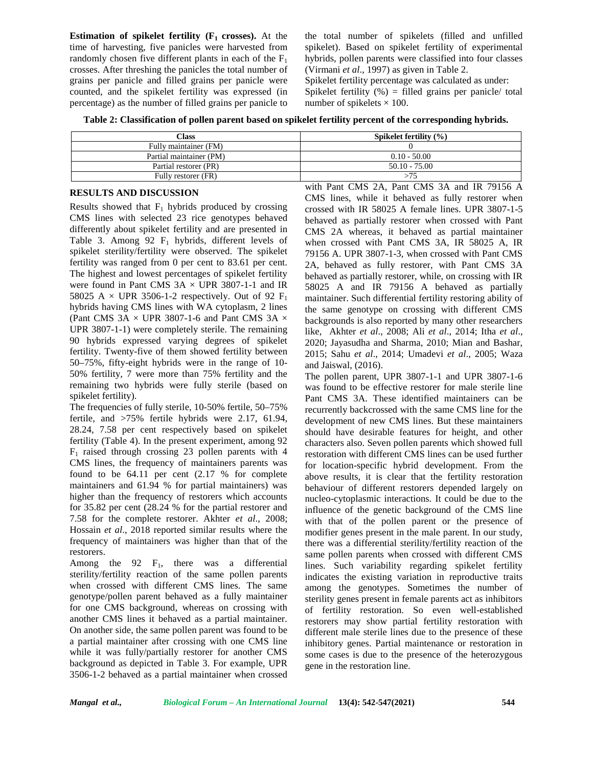**Estimation of spikelet fertility ($F_1$ crosses).** At the time of harvesting, five panicles were harvested from randomly chosen five different plants in each of the $F_1$ crosses. After threshing the panicles the total number of grains per panicle and filled grains per panicle were counted, and the spikelet fertility was expressed (in percentage) as the number of filled grains per panicle to the total number of spikelets (filled and unfilled spikelet). Based on spikelet fertility of experimental hybrids, pollen parents were classified into four classes (Virmani *et al*., 1997) as given in Table 2.

Spikelet fertility percentage was calculated as under:

Spikelet fertility (%) = filled grains per panicle/ total number of spikelets × 100.

**Table 2: Classification of pollen parent based on spikelet fertility percent of the corresponding hybrids.**

| Class | Spikelet fertility (%) |
|---|---|
| Fully maintainer (FM) | 0 |
| Partial maintainer (PM) | 0.10 - 50.00 |
| Partial restorer (PR) | 50.10 - 75.00 |
| Fully restorer (FR) | >75 |

## RESULTS AND DISCUSSION

Results showed that $F_1$ hybrids produced by crossing CMS lines with selected 23 rice genotypes behaved differently about spikelet fertility and are presented in Table 3. Among 92 $F_1$ hybrids, different levels of spikelet sterility/fertility were observed. The spikelet fertility was ranged from 0 per cent to 83.61 per cent. The highest and lowest percentages of spikelet fertility were found in Pant CMS 3A × UPR 3807-1-1 and IR 58025 A × UPR 3506-1-2 respectively. Out of 92 $F_1$ hybrids having CMS lines with WA cytoplasm, 2 lines (Pant CMS 3A × UPR 3807-1-6 and Pant CMS 3A × UPR 3807-1-1) were completely sterile. The remaining 90 hybrids expressed varying degrees of spikelet fertility. Twenty-five of them showed fertility between 50–75%, fifty-eight hybrids were in the range of 10-50% fertility, 7 were more than 75% fertility and the remaining two hybrids were fully sterile (based on spikelet fertility).

The frequencies of fully sterile, 10-50% fertile, 50–75% fertile, and >75% fertile hybrids were 2.17, 61.94, 28.24, 7.58 per cent respectively based on spikelet fertility (Table 4). In the present experiment, among 92 $F_1$ raised through crossing 23 pollen parents with 4 CMS lines, the frequency of maintainers parents was found to be 64.11 per cent (2.17 % for complete maintainers and 61.94 % for partial maintainers) was higher than the frequency of restorers which accounts for 35.82 per cent (28.24 % for the partial restorer and 7.58 for the complete restorer. Akhter *et al*., 2008; Hossain *et al*., 2018 reported similar results where the frequency of maintainers was higher than that of the restorers.

Among the 92 $F_1$, there was a differential sterility/fertility reaction of the same pollen parents when crossed with different CMS lines. The same genotype/pollen parent behaved as a fully maintainer for one CMS background, whereas on crossing with another CMS lines it behaved as a partial maintainer. On another side, the same pollen parent was found to be a partial maintainer after crossing with one CMS line while it was fully/partially restorer for another CMS background as depicted in Table 3. For example, UPR 3506-1-2 behaved as a partial maintainer when crossed with Pant CMS 2A, Pant CMS 3A and IR 79156 A CMS lines, while it behaved as fully restorer when crossed with IR 58025 A female lines. UPR 3807-1-5 behaved as partially restorer when crossed with Pant CMS 2A whereas, it behaved as partial maintainer when crossed with Pant CMS 3A, IR 58025 A, IR 79156 A. UPR 3807-1-3, when crossed with Pant CMS 2A, behaved as fully restorer, with Pant CMS 3A behaved as partially restorer, while, on crossing with IR 58025 A and IR 79156 A behaved as partially maintainer. Such differential fertility restoring ability of the same genotype on crossing with different CMS backgrounds is also reported by many other researchers like, Akhter *et al*., 2008; Ali *et al*., 2014; Itha *et al*., 2020; Jayasudha and Sharma, 2010; Mian and Bashar, 2015; Sahu *et al*., 2014; Umadevi *et al*., 2005; Waza and Jaiswal, (2016).

The pollen parent, UPR 3807-1-1 and UPR 3807-1-6 was found to be effective restorer for male sterile line Pant CMS 3A. These identified maintainers can be recurrently backcrossed with the same CMS line for the development of new CMS lines. But these maintainers should have desirable features for height, and other characters also. Seven pollen parents which showed full restoration with different CMS lines can be used further for location-specific hybrid development. From the above results, it is clear that the fertility restoration behaviour of different restorers depended largely on nucleo-cytoplasmic interactions. It could be due to the influence of the genetic background of the CMS line with that of the pollen parent or the presence of modifier genes present in the male parent. In our study, there was a differential sterility/fertility reaction of the same pollen parents when crossed with different CMS lines. Such variability regarding spikelet fertility indicates the existing variation in reproductive traits among the genotypes. Sometimes the number of sterility genes present in female parents act as inhibitors of fertility restoration. So even well-established restorers may show partial fertility restoration with different male sterile lines due to the presence of these inhibitory genes. Partial maintenance or restoration in some cases is due to the presence of the heterozygous gene in the restoration line.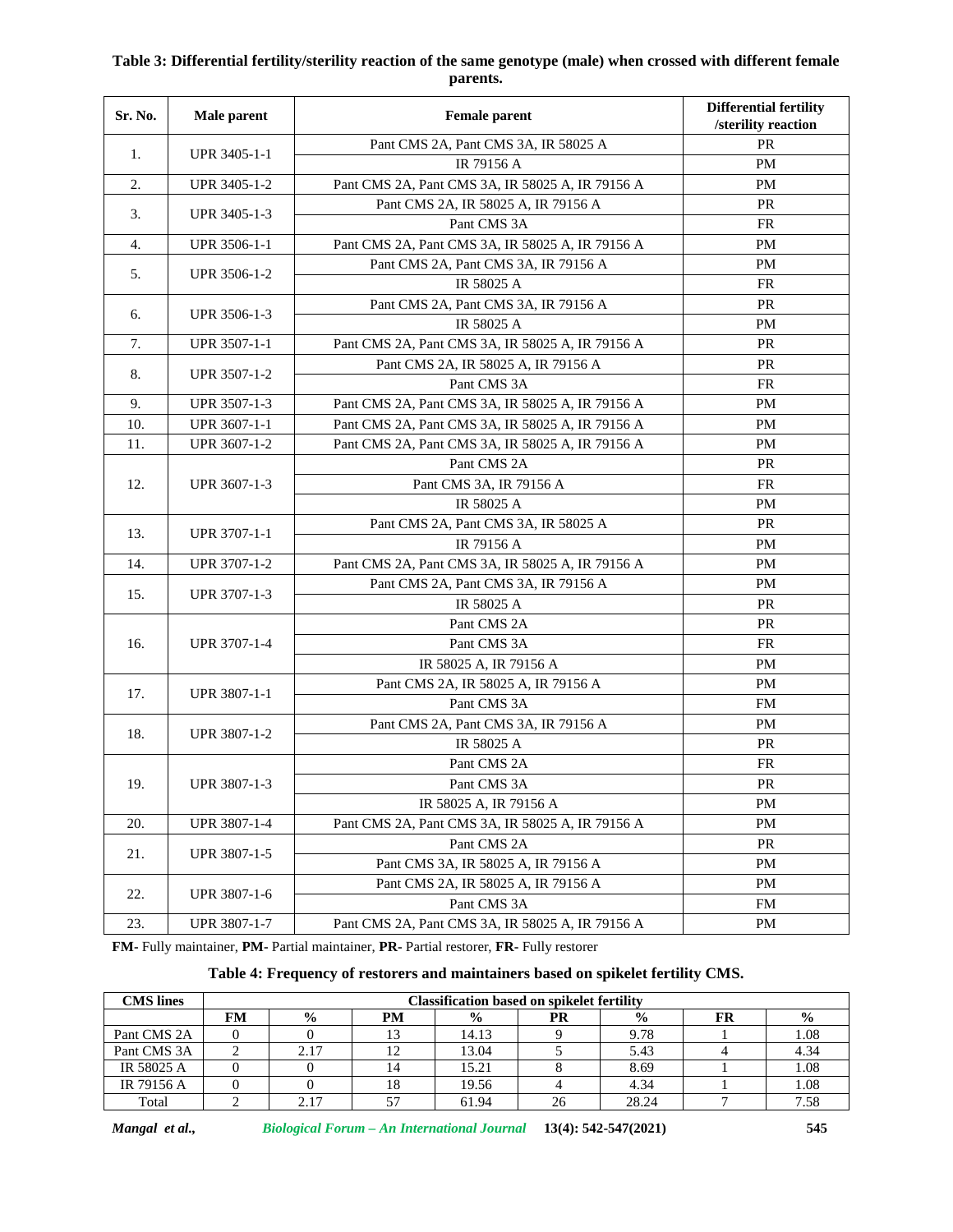**Table 3: Differential fertility/sterility reaction of the same genotype (male) when crossed with different female parents.**

| Sr. No. | Male parent | Female parent | Differential fertility /sterility reaction |
|---|---|---|---|
| 1. | UPR 3405-1-1 | Pant CMS 2A, Pant CMS 3A, IR 58025 A | PR |
| | | IR 79156 A | PM |
| 2. | UPR 3405-1-2 | Pant CMS 2A, Pant CMS 3A, IR 58025 A, IR 79156 A | PM |
| 3. | UPR 3405-1-3 | Pant CMS 2A, IR 58025 A, IR 79156 A | PR |
| | | Pant CMS 3A | FR |
| 4. | UPR 3506-1-1 | Pant CMS 2A, Pant CMS 3A, IR 58025 A, IR 79156 A | PM |
| 5. | UPR 3506-1-2 | Pant CMS 2A, Pant CMS 3A, IR 79156 A | PM |
| | | IR 58025 A | FR |
| 6. | UPR 3506-1-3 | Pant CMS 2A, Pant CMS 3A, IR 79156 A | PR |
| | | IR 58025 A | PM |
| 7. | UPR 3507-1-1 | Pant CMS 2A, Pant CMS 3A, IR 58025 A, IR 79156 A | PR |
| 8. | UPR 3507-1-2 | Pant CMS 2A, IR 58025 A, IR 79156 A | PR |
| | | Pant CMS 3A | FR |
| 9. | UPR 3507-1-3 | Pant CMS 2A, Pant CMS 3A, IR 58025 A, IR 79156 A | PM |
| 10. | UPR 3607-1-1 | Pant CMS 2A, Pant CMS 3A, IR 58025 A, IR 79156 A | PM |
| 11. | UPR 3607-1-2 | Pant CMS 2A, Pant CMS 3A, IR 58025 A, IR 79156 A | PM |
| 12. | UPR 3607-1-3 | Pant CMS 2A | PR |
| | | Pant CMS 3A, IR 79156 A | FR |
| | | IR 58025 A | PM |
| 13. | UPR 3707-1-1 | Pant CMS 2A, Pant CMS 3A, IR 58025 A | PR |
| | | IR 79156 A | PM |
| 14. | UPR 3707-1-2 | Pant CMS 2A, Pant CMS 3A, IR 58025 A, IR 79156 A | PM |
| 15. | UPR 3707-1-3 | Pant CMS 2A, Pant CMS 3A, IR 79156 A | PM |
| | | IR 58025 A | PR |
| 16. | UPR 3707-1-4 | Pant CMS 2A | PR |
| | | Pant CMS 3A | FR |
| | | IR 58025 A, IR 79156 A | PM |
| 17. | UPR 3807-1-1 | Pant CMS 2A, IR 58025 A, IR 79156 A | PM |
| | | Pant CMS 3A | FM |
| 18. | UPR 3807-1-2 | Pant CMS 2A, Pant CMS 3A, IR 79156 A | PM |
| | | IR 58025 A | PR |
| 19. | UPR 3807-1-3 | Pant CMS 2A | FR |
| | | Pant CMS 3A | PR |
| | | IR 58025 A, IR 79156 A | PM |
| 20. | UPR 3807-1-4 | Pant CMS 2A, Pant CMS 3A, IR 58025 A, IR 79156 A | PM |
| 21. | UPR 3807-1-5 | Pant CMS 2A | PR |
| | | Pant CMS 3A, IR 58025 A, IR 79156 A | PM |
| 22. | UPR 3807-1-6 | Pant CMS 2A, IR 58025 A, IR 79156 A | PM |
| | | Pant CMS 3A | FM |
| 23. | UPR 3807-1-7 | Pant CMS 2A, Pant CMS 3A, IR 58025 A, IR 79156 A | PM |

**FM**- Fully maintainer, **PM**- Partial maintainer, **PR**- Partial restorer, **FR**- Fully restorer

**Table 4: Frequency of restorers and maintainers based on spikelet fertility CMS.**

| CMS lines | Classification based on spikelet fertility | | | | | | | |
|---|---|---|---|---|---|---|---|---|
| | FM | % | PM | % | PR | % | FR | % |
| Pant CMS 2A | 0 | 0 | 13 | 14.13 | 9 | 9.78 | 1 | 1.08 |
| Pant CMS 3A | 2 | 2.17 | 12 | 13.04 | 5 | 5.43 | 4 | 4.34 |
| IR 58025 A | 0 | 0 | 14 | 15.21 | 8 | 8.69 | 1 | 1.08 |
| IR 79156 A | 0 | 0 | 18 | 19.56 | 4 | 4.34 | 1 | 1.08 |
| Total | 2 | 2.17 | 57 | 61.94 | 26 | 28.24 | 7 | 7.58 |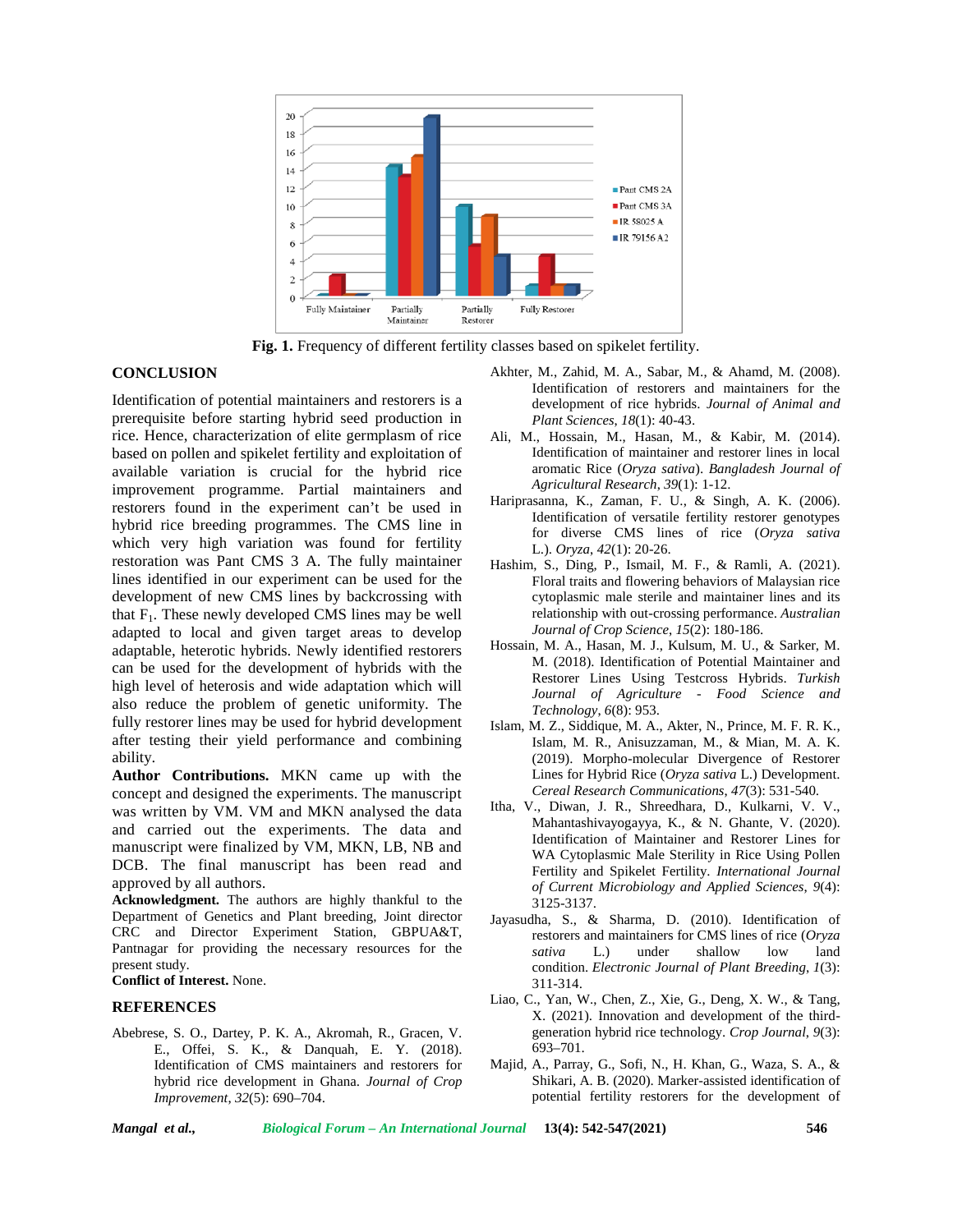Fig. 1. Frequency of different fertility classes based on spikelet fertility.

## CONCLUSION

Identification of potential maintainers and restorers is a prerequisite before starting hybrid seed production in rice. Hence, characterization of elite germplasm of rice based on pollen and spikelet fertility and exploitation of available variation is crucial for the hybrid rice improvement programme. Partial maintainers and restorers found in the experiment can't be used in hybrid rice breeding programmes. The CMS line in which very high variation was found for fertility restoration was Pant CMS 3 A. The fully maintainer lines identified in our experiment can be used for the development of new CMS lines by backcrossing with that $F_1$. These newly developed CMS lines may be well adapted to local and given target areas to develop adaptable, heterotic hybrids. Newly identified restorers can be used for the development of hybrids with the high level of heterosis and wide adaptation which will also reduce the problem of genetic uniformity. The fully restorer lines may be used for hybrid development after testing their yield performance and combining ability.

**Author Contributions.** MKN came up with the concept and designed the experiments. The manuscript was written by VM. VM and MKN analysed the data and carried out the experiments. The data and manuscript were finalized by VM, MKN, LB, NB and DCB. The final manuscript has been read and approved by all authors.

**Acknowledgment.** The authors are highly thankful to the Department of Genetics and Plant breeding, Joint director CRC and Director Experiment Station, GBPUA&T, Pantnagar for providing the necessary resources for the present study.

**Conflict of Interest.** None.

## REFERENCES

Abebrese, S. O., Dartey, P. K. A., Akromah, R., Gracen, V. E., Offei, S. K., & Danquah, E. Y. (2018). Identification of CMS maintainers and restorers for hybrid rice development in Ghana. *Journal of Crop Improvement*, *32*(5): 690–704.

Akhter, M., Zahid, M. A., Sabar, M., & Ahamd, M. (2008). Identification of restorers and maintainers for the development of rice hybrids. *Journal of Animal and Plant Sciences*, *18*(1): 40-43.

Ali, M., Hossain, M., Hasan, M., & Kabir, M. (2014). Identification of maintainer and restorer lines in local aromatic Rice (*Oryza sativa*). *Bangladesh Journal of Agricultural Research*, *39*(1): 1-12.

Hariprasanna, K., Zaman, F. U., & Singh, A. K. (2006). Identification of versatile fertility restorer genotypes for diverse CMS lines of rice (*Oryza sativa* L.). *Oryza*, *42*(1): 20-26.

Hashim, S., Ding, P., Ismail, M. F., & Ramli, A. (2021). Floral traits and flowering behaviors of Malaysian rice cytoplasmic male sterile and maintainer lines and its relationship with out-crossing performance. *Australian Journal of Crop Science*, *15*(2): 180-186.

Hossain, M. A., Hasan, M. J., Kulsum, M. U., & Sarker, M. M. (2018). Identification of Potential Maintainer and Restorer Lines Using Testcross Hybrids. *Turkish Journal of Agriculture - Food Science and Technology*, *6*(8): 953.

Islam, M. Z., Siddique, M. A., Akter, N., Prince, M. F. R. K., Islam, M. R., Anisuzzaman, M., & Mian, M. A. K. (2019). Morpho-molecular Divergence of Restorer Lines for Hybrid Rice (*Oryza sativa* L.) Development. *Cereal Research Communications*, *47*(3): 531-540.

Itha, V., Diwan, J. R., Shreedhara, D., Kulkarni, V. V., Mahantashivayogayya, K., & N. Ghante, V. (2020). Identification of Maintainer and Restorer Lines for WA Cytoplasmic Male Sterility in Rice Using Pollen Fertility and Spikelet Fertility. *International Journal of Current Microbiology and Applied Sciences*, *9*(4): 3125-3137.

Jayasudha, S., & Sharma, D. (2010). Identification of restorers and maintainers for CMS lines of rice (*Oryza sativa* L.) under shallow low land condition. *Electronic Journal of Plant Breeding*, *1*(3): 311-314.

Liao, C., Yan, W., Chen, Z., Xie, G., Deng, X. W., & Tang, X. (2021). Innovation and development of the third-generation hybrid rice technology. *Crop Journal*, *9*(3): 693–701.

Majid, A., Parray, G., Sofi, N., H. Khan, G., Waza, S. A., & Shikari, A. B. (2020). Marker-assisted identification of potential fertility restorers for the development of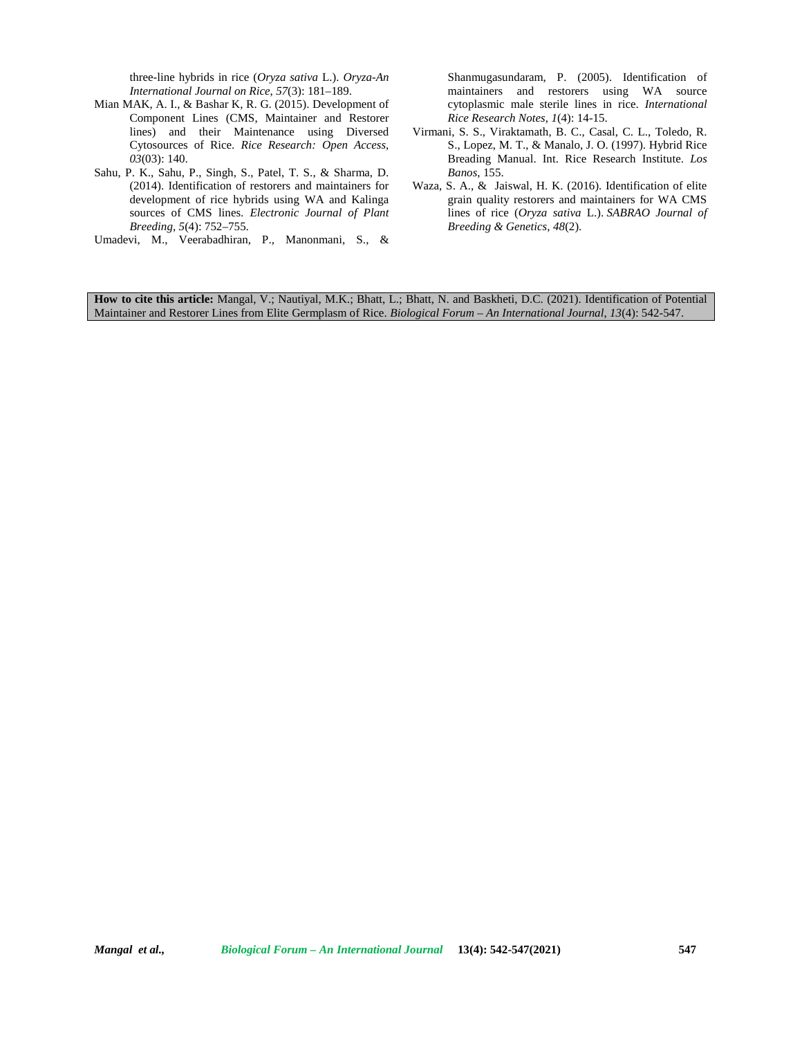three-line hybrids in rice (*Oryza sativa* L.). *Oryza-An International Journal on Rice*, *57*(3): 181–189.

Mian MAK, A. I., & Bashar K, R. G. (2015). Development of Component Lines (CMS, Maintainer and Restorer lines) and their Maintenance using Diversed Cytosources of Rice. *Rice Research: Open Access*, *03*(03): 140.

Sahu, P. K., Sahu, P., Singh, S., Patel, T. S., & Sharma, D. (2014). Identification of restorers and maintainers for development of rice hybrids using WA and Kalinga sources of CMS lines. *Electronic Journal of Plant Breeding*, *5*(4): 752–755.

Umadevi, M., Veerabadhiran, P., Manonmani, S., & Shanmugasundaram, P. (2005). Identification of maintainers and restorers using WA source cytoplasmic male sterile lines in rice. *International Rice Research Notes*, *1*(4): 14-15.

Virmani, S. S., Viraktamath, B. C., Casal, C. L., Toledo, R. S., Lopez, M. T., & Manalo, J. O. (1997). Hybrid Rice Breading Manual. Int. Rice Research Institute. *Los Banos*, 155.

Waza, S. A., & Jaiswal, H. K. (2016). Identification of elite grain quality restorers and maintainers for WA CMS lines of rice (*Oryza sativa* L.). *SABRAO Journal of Breeding & Genetics*, *48*(2).

**How to cite this article:** Mangal, V.; Nautiyal, M.K.; Bhatt, L.; Bhatt, N. and Baskheti, D.C. (2021). Identification of Potential Maintainer and Restorer Lines from Elite Germplasm of Rice. *Biological Forum – An International Journal*, *13*(4): 542-547.